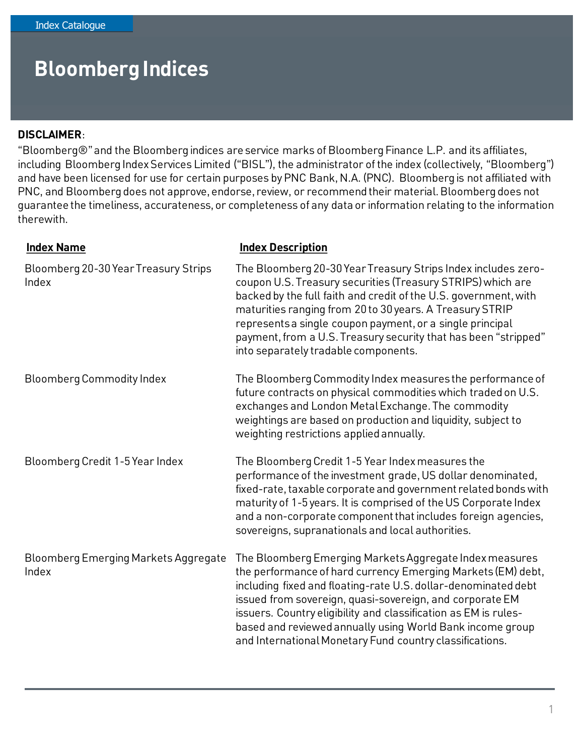Index Catalogue

# Bloomberg Indices

**DISCLAIMER**:
"Bloomberg®" and the Bloomberg indices are service marks of Bloomberg Finance L.P. and its affiliates, including Bloomberg Index Services Limited ("BISL"), the administrator of the index (collectively, "Bloomberg") and have been licensed for use for certain purposes by PNC Bank, N.A. (PNC). Bloomberg is not affiliated with PNC, and Bloomberg does not approve, endorse, review, or recommend their material. Bloomberg does not guarantee the timeliness, accurateness, or completeness of any data or information relating to the information therewith.

| Index Name | Index Description |
|---|---|
| Bloomberg 20-30 Year Treasury Strips Index | The Bloomberg 20-30 Year Treasury Strips Index includes zero-coupon U.S. Treasury securities (Treasury STRIPS) which are backed by the full faith and credit of the U.S. government, with maturities ranging from 20 to 30 years. A Treasury STRIP represents a single coupon payment, or a single principal payment, from a U.S. Treasury security that has been "stripped" into separately tradable components. |
| Bloomberg Commodity Index | The Bloomberg Commodity Index measures the performance of future contracts on physical commodities which traded on U.S. exchanges and London Metal Exchange. The commodity weightings are based on production and liquidity, subject to weighting restrictions applied annually. |
| Bloomberg Credit 1-5 Year Index | The Bloomberg Credit 1-5 Year Index measures the performance of the investment grade, US dollar denominated, fixed-rate, taxable corporate and government related bonds with maturity of 1-5 years. It is comprised of the US Corporate Index and a non-corporate component that includes foreign agencies, sovereigns, supranationals and local authorities. |
| Bloomberg Emerging Markets Aggregate Index | The Bloomberg Emerging Markets Aggregate Index measures the performance of hard currency Emerging Markets (EM) debt, including fixed and floating-rate U.S. dollar-denominated debt issued from sovereign, quasi-sovereign, and corporate EM issuers. Country eligibility and classification as EM is rules-based and reviewed annually using World Bank income group and International Monetary Fund country classifications. |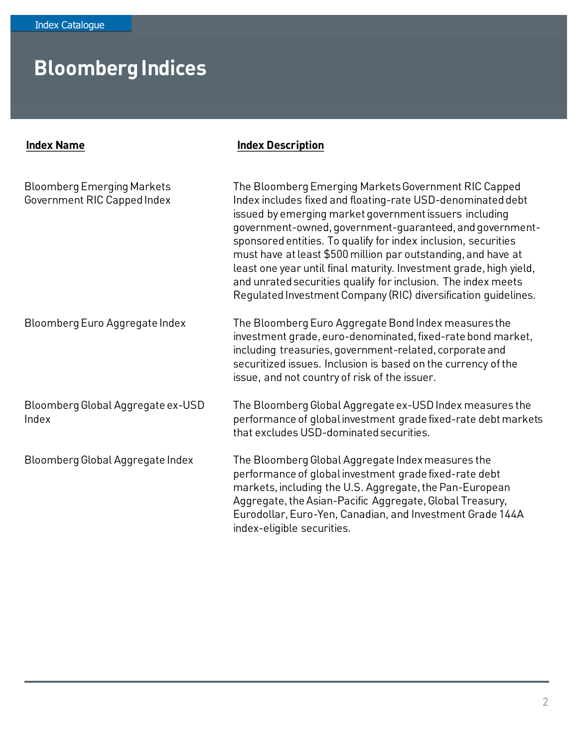# Bloomberg Indices

| Index Name | Index Description |
|---|---|
| Bloomberg Emerging Markets Government RIC Capped Index | The Bloomberg Emerging Markets Government RIC Capped Index includes fixed and floating-rate USD-denominated debt issued by emerging market government issuers including government-owned, government-guaranteed, and government-sponsored entities. To qualify for index inclusion, securities must have at least $500 million par outstanding, and have at least one year until final maturity. Investment grade, high yield, and unrated securities qualify for inclusion. The index meets Regulated Investment Company (RIC) diversification guidelines. |
| Bloomberg Euro Aggregate Index | The Bloomberg Euro Aggregate Bond Index measures the investment grade, euro-denominated, fixed-rate bond market, including treasuries, government-related, corporate and securitized issues. Inclusion is based on the currency of the issue, and not country of risk of the issuer. |
| Bloomberg Global Aggregate ex-USD Index | The Bloomberg Global Aggregate ex-USD Index measures the performance of global investment grade fixed-rate debt markets that excludes USD-dominated securities. |
| Bloomberg Global Aggregate Index | The Bloomberg Global Aggregate Index measures the performance of global investment grade fixed-rate debt markets, including the U.S. Aggregate, the Pan-European Aggregate, the Asian-Pacific Aggregate, Global Treasury, Eurodollar, Euro-Yen, Canadian, and Investment Grade 144A index-eligible securities. |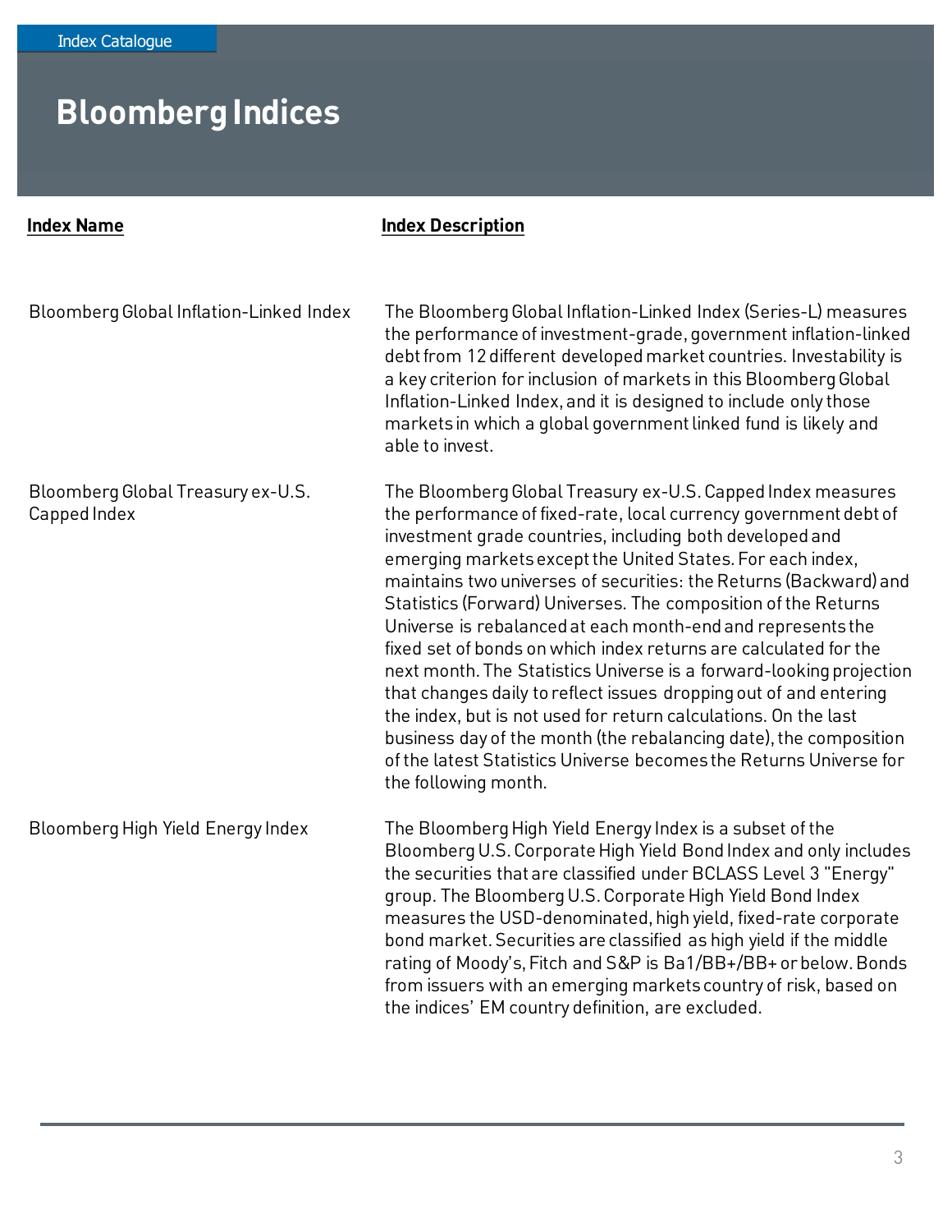# Bloomberg Indices

| Index Name | Index Description |
| --- | --- |
| Bloomberg Global Inflation-Linked Index | The Bloomberg Global Inflation-Linked Index (Series-L) measures the performance of investment-grade, government inflation-linked debt from 12 different developed market countries. Investability is a key criterion for inclusion of markets in this Bloomberg Global Inflation-Linked Index, and it is designed to include only those markets in which a global government linked fund is likely and able to invest. |
| Bloomberg Global Treasury ex-U.S. Capped Index | The Bloomberg Global Treasury ex-U.S. Capped Index measures the performance of fixed-rate, local currency government debt of investment grade countries, including both developed and emerging markets except the United States. For each index, maintains two universes of securities: the Returns (Backward) and Statistics (Forward) Universes. The composition of the Returns Universe is rebalanced at each month-end and represents the fixed set of bonds on which index returns are calculated for the next month. The Statistics Universe is a forward-looking projection that changes daily to reflect issues dropping out of and entering the index, but is not used for return calculations. On the last business day of the month (the rebalancing date), the composition of the latest Statistics Universe becomes the Returns Universe for the following month. |
| Bloomberg High Yield Energy Index | The Bloomberg High Yield Energy Index is a subset of the Bloomberg U.S. Corporate High Yield Bond Index and only includes the securities that are classified under BCLASS Level 3 "Energy" group. The Bloomberg U.S. Corporate High Yield Bond Index measures the USD-denominated, high yield, fixed-rate corporate bond market. Securities are classified as high yield if the middle rating of Moody's, Fitch and S&P is Ba1/BB+/BB+ or below. Bonds from issuers with an emerging markets country of risk, based on the indices' EM country definition, are excluded. |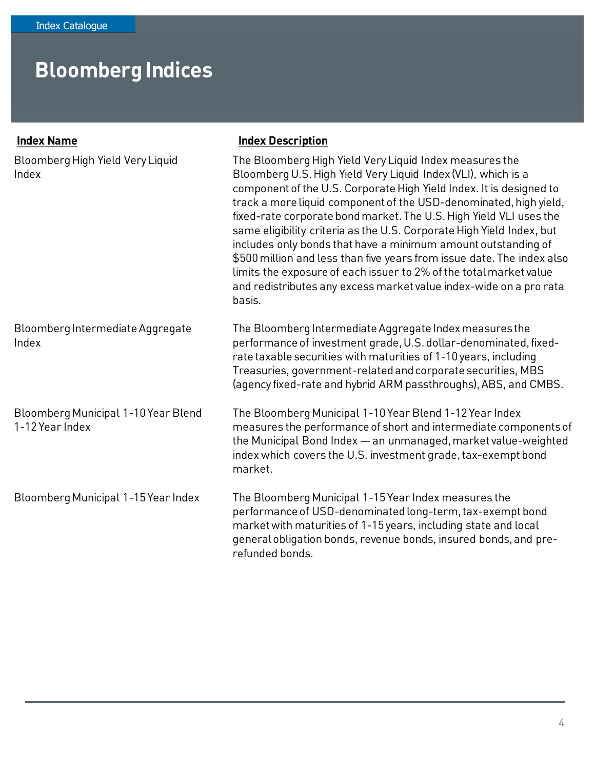# Bloomberg Indices

| Index Name | Index Description |
|---|---|
| Bloomberg High Yield Very Liquid Index | The Bloomberg High Yield Very Liquid Index measures the Bloomberg U.S. High Yield Very Liquid Index (VLI), which is a component of the U.S. Corporate High Yield Index. It is designed to track a more liquid component of the USD-denominated, high yield, fixed-rate corporate bond market. The U.S. High Yield VLI uses the same eligibility criteria as the U.S. Corporate High Yield Index, but includes only bonds that have a minimum amount outstanding of $500 million and less than five years from issue date. The index also limits the exposure of each issuer to 2% of the total market value and redistributes any excess market value index-wide on a pro rata basis. |
| Bloomberg Intermediate Aggregate Index | The Bloomberg Intermediate Aggregate Index measures the performance of investment grade, U.S. dollar-denominated, fixed-rate taxable securities with maturities of 1-10 years, including Treasuries, government-related and corporate securities, MBS (agency fixed-rate and hybrid ARM passthroughs), ABS, and CMBS. |
| Bloomberg Municipal 1-10 Year Blend 1-12 Year Index | The Bloomberg Municipal 1-10 Year Blend 1-12 Year Index measures the performance of short and intermediate components of the Municipal Bond Index — an unmanaged, market value-weighted index which covers the U.S. investment grade, tax-exempt bond market. |
| Bloomberg Municipal 1-15 Year Index | The Bloomberg Municipal 1-15 Year Index measures the performance of USD-denominated long-term, tax-exempt bond market with maturities of 1-15 years, including state and local general obligation bonds, revenue bonds, insured bonds, and pre-refunded bonds. |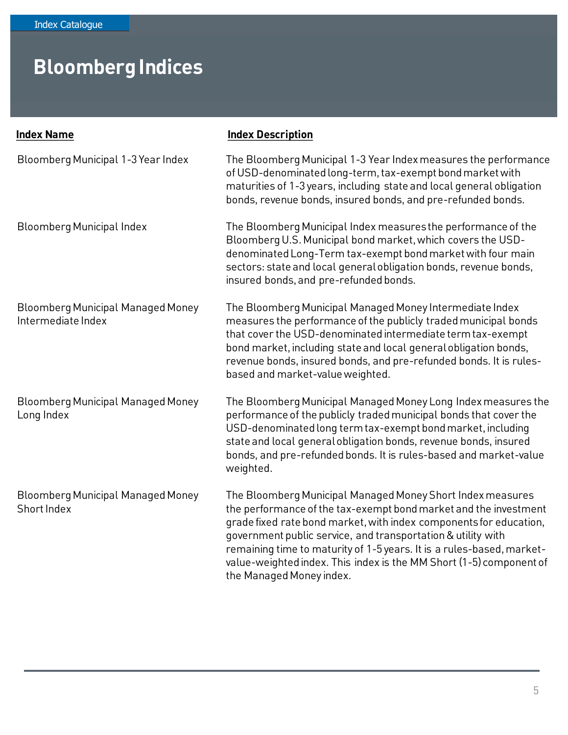# Bloomberg Indices

| Index Name | Index Description |
| --- | --- |
| Bloomberg Municipal 1-3 Year Index | The Bloomberg Municipal 1-3 Year Index measures the performance of USD-denominated long-term, tax-exempt bond market with maturities of 1-3 years, including state and local general obligation bonds, revenue bonds, insured bonds, and pre-refunded bonds. |
| Bloomberg Municipal Index | The Bloomberg Municipal Index measures the performance of the Bloomberg U.S. Municipal bond market, which covers the USD-denominated Long-Term tax-exempt bond market with four main sectors: state and local general obligation bonds, revenue bonds, insured bonds, and pre-refunded bonds. |
| Bloomberg Municipal Managed Money Intermediate Index | The Bloomberg Municipal Managed Money Intermediate Index measures the performance of the publicly traded municipal bonds that cover the USD-denominated intermediate term tax-exempt bond market, including state and local general obligation bonds, revenue bonds, insured bonds, and pre-refunded bonds. It is rules-based and market-value weighted. |
| Bloomberg Municipal Managed Money Long Index | The Bloomberg Municipal Managed Money Long Index measures the performance of the publicly traded municipal bonds that cover the USD-denominated long term tax-exempt bond market, including state and local general obligation bonds, revenue bonds, insured bonds, and pre-refunded bonds. It is rules-based and market-value weighted. |
| Bloomberg Municipal Managed Money Short Index | The Bloomberg Municipal Managed Money Short Index measures the performance of the tax-exempt bond market and the investment grade fixed rate bond market, with index components for education, government public service, and transportation & utility with remaining time to maturity of 1-5 years. It is a rules-based, market-value-weighted index. This index is the MM Short (1-5) component of the Managed Money index. |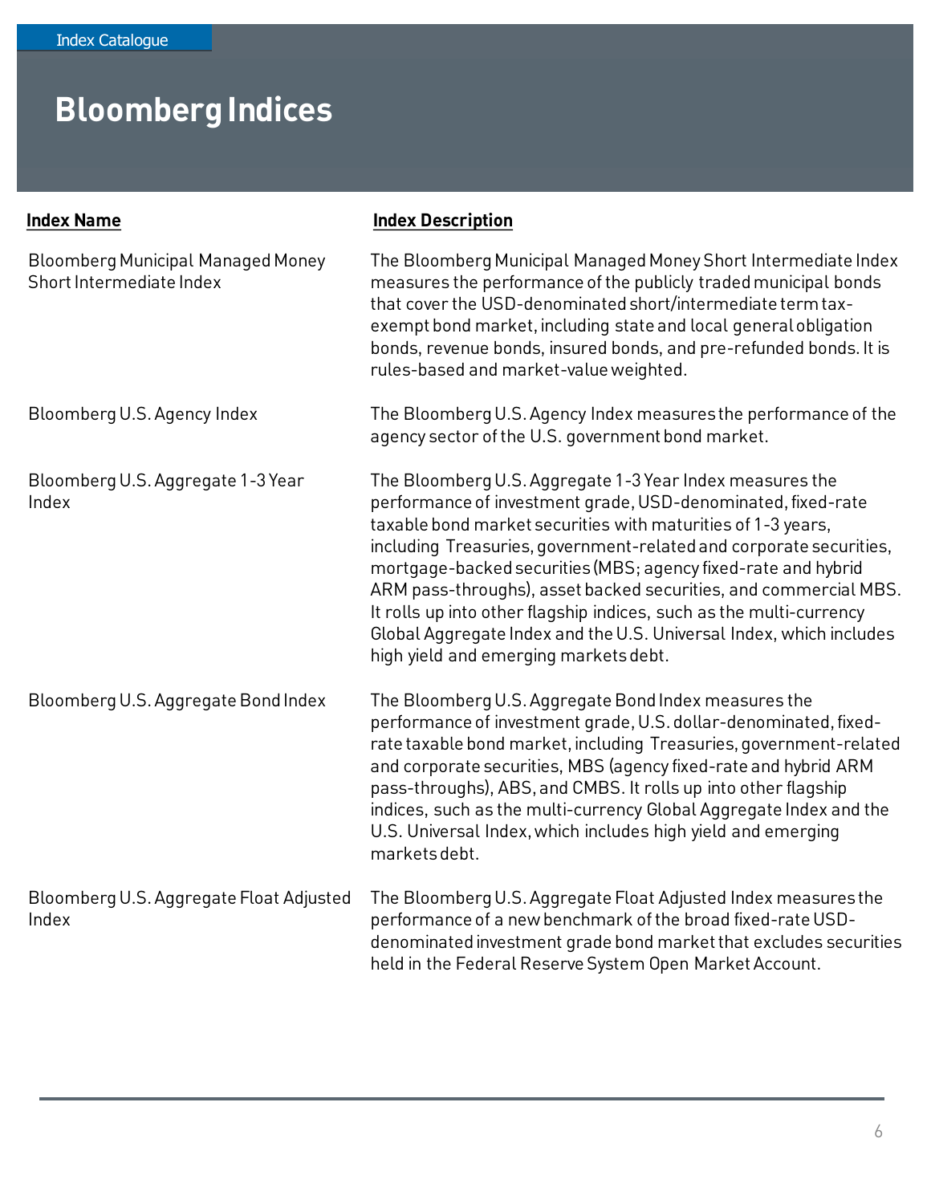# Bloomberg Indices

| Index Name | Index Description |
| --- | --- |
| Bloomberg Municipal Managed Money Short Intermediate Index | The Bloomberg Municipal Managed Money Short Intermediate Index measures the performance of the publicly traded municipal bonds that cover the USD-denominated short/intermediate term tax-exempt bond market, including state and local general obligation bonds, revenue bonds, insured bonds, and pre-refunded bonds. It is rules-based and market-value weighted. |
| Bloomberg U.S. Agency Index | The Bloomberg U.S. Agency Index measures the performance of the agency sector of the U.S. government bond market. |
| Bloomberg U.S. Aggregate 1-3 Year Index | The Bloomberg U.S. Aggregate 1-3 Year Index measures the performance of investment grade, USD-denominated, fixed-rate taxable bond market securities with maturities of 1-3 years, including Treasuries, government-related and corporate securities, mortgage-backed securities (MBS; agency fixed-rate and hybrid ARM pass-throughs), asset backed securities, and commercial MBS. It rolls up into other flagship indices, such as the multi-currency Global Aggregate Index and the U.S. Universal Index, which includes high yield and emerging markets debt. |
| Bloomberg U.S. Aggregate Bond Index | The Bloomberg U.S. Aggregate Bond Index measures the performance of investment grade, U.S. dollar-denominated, fixed-rate taxable bond market, including Treasuries, government-related and corporate securities, MBS (agency fixed-rate and hybrid ARM pass-throughs), ABS, and CMBS. It rolls up into other flagship indices, such as the multi-currency Global Aggregate Index and the U.S. Universal Index, which includes high yield and emerging markets debt. |
| Bloomberg U.S. Aggregate Float Adjusted Index | The Bloomberg U.S. Aggregate Float Adjusted Index measures the performance of a new benchmark of the broad fixed-rate USD-denominated investment grade bond market that excludes securities held in the Federal Reserve System Open Market Account. |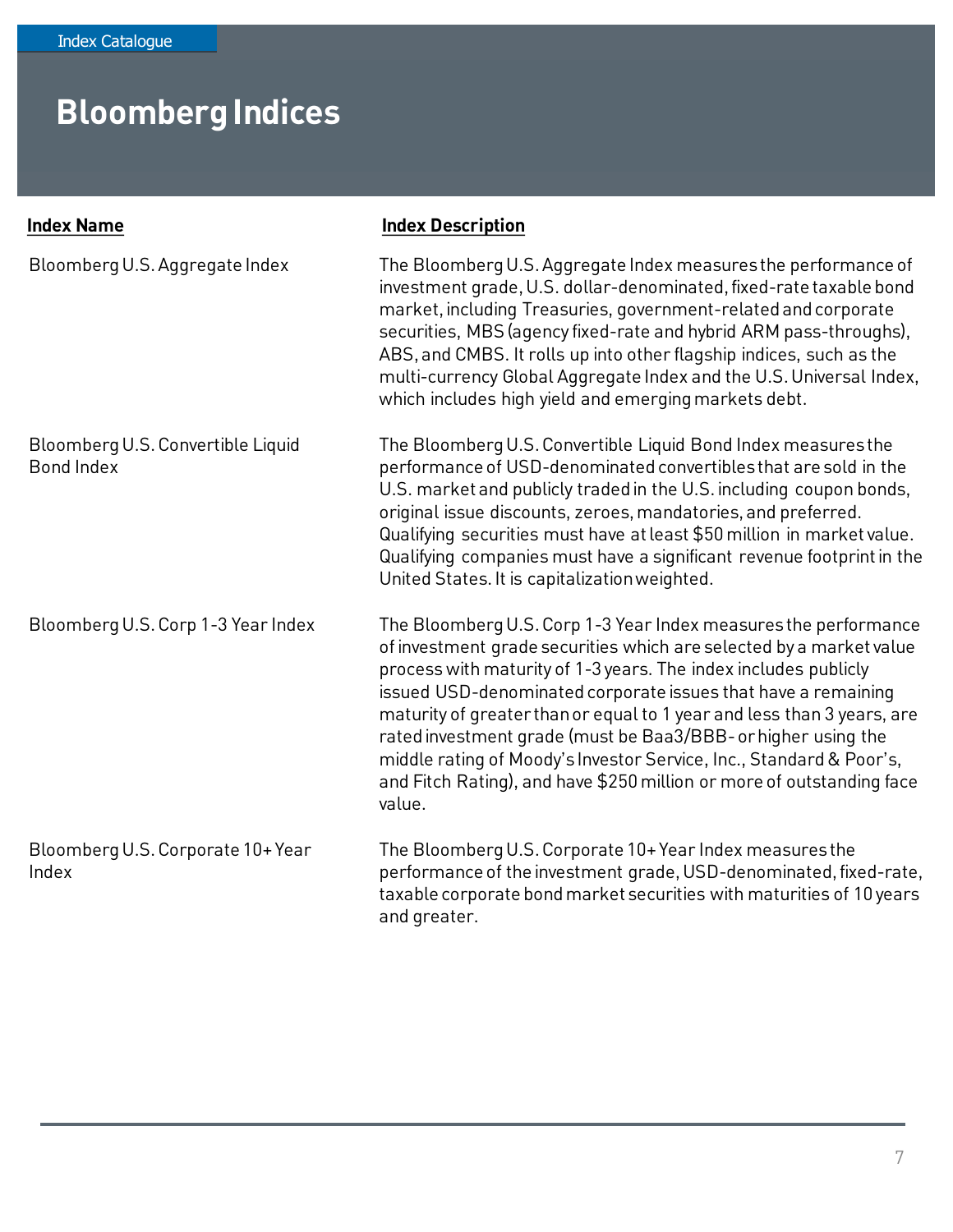# Bloomberg Indices

| Index Name | Index Description |
| --- | --- |
| Bloomberg U.S. Aggregate Index | The Bloomberg U.S. Aggregate Index measures the performance of investment grade, U.S. dollar-denominated, fixed-rate taxable bond market, including Treasuries, government-related and corporate securities, MBS (agency fixed-rate and hybrid ARM pass-throughs), ABS, and CMBS. It rolls up into other flagship indices, such as the multi-currency Global Aggregate Index and the U.S. Universal Index, which includes high yield and emerging markets debt. |
| Bloomberg U.S. Convertible Liquid Bond Index | The Bloomberg U.S. Convertible Liquid Bond Index measures the performance of USD-denominated convertibles that are sold in the U.S. market and publicly traded in the U.S. including coupon bonds, original issue discounts, zeroes, mandatories, and preferred. Qualifying securities must have at least $50 million in market value. Qualifying companies must have a significant revenue footprint in the United States. It is capitalization weighted. |
| Bloomberg U.S. Corp 1-3 Year Index | The Bloomberg U.S. Corp 1-3 Year Index measures the performance of investment grade securities which are selected by a market value process with maturity of 1-3 years. The index includes publicly issued USD-denominated corporate issues that have a remaining maturity of greater than or equal to 1 year and less than 3 years, are rated investment grade (must be Baa3/BBB- or higher using the middle rating of Moody's Investor Service, Inc., Standard & Poor's, and Fitch Rating), and have $250 million or more of outstanding face value. |
| Bloomberg U.S. Corporate 10+ Year Index | The Bloomberg U.S. Corporate 10+ Year Index measures the performance of the investment grade, USD-denominated, fixed-rate, taxable corporate bond market securities with maturities of 10 years and greater. |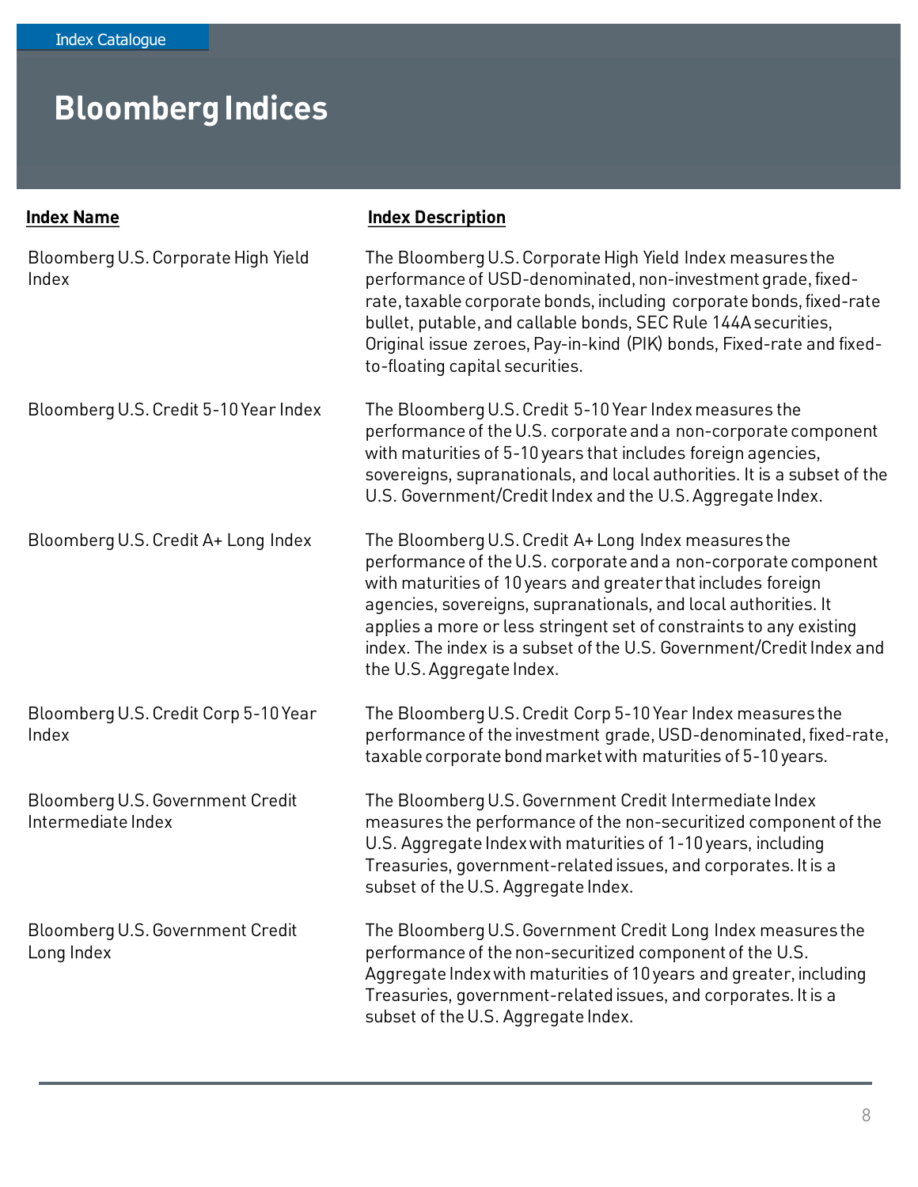# Bloomberg Indices

| Index Name | Index Description |
| --- | --- |
| Bloomberg U.S. Corporate High Yield Index | The Bloomberg U.S. Corporate High Yield Index measures the performance of USD-denominated, non-investment grade, fixed-rate, taxable corporate bonds, including corporate bonds, fixed-rate bullet, putable, and callable bonds, SEC Rule 144A securities, Original issue zeroes, Pay-in-kind (PIK) bonds, Fixed-rate and fixed-to-floating capital securities. |
| Bloomberg U.S. Credit 5-10 Year Index | The Bloomberg U.S. Credit 5-10 Year Index measures the performance of the U.S. corporate and a non-corporate component with maturities of 5-10 years that includes foreign agencies, sovereigns, supranationals, and local authorities. It is a subset of the U.S. Government/Credit Index and the U.S. Aggregate Index. |
| Bloomberg U.S. Credit A+ Long Index | The Bloomberg U.S. Credit A+ Long Index measures the performance of the U.S. corporate and a non-corporate component with maturities of 10 years and greater that includes foreign agencies, sovereigns, supranationals, and local authorities. It applies a more or less stringent set of constraints to any existing index. The index is a subset of the U.S. Government/Credit Index and the U.S. Aggregate Index. |
| Bloomberg U.S. Credit Corp 5-10 Year Index | The Bloomberg U.S. Credit Corp 5-10 Year Index measures the performance of the investment grade, USD-denominated, fixed-rate, taxable corporate bond market with maturities of 5-10 years. |
| Bloomberg U.S. Government Credit Intermediate Index | The Bloomberg U.S. Government Credit Intermediate Index measures the performance of the non-securitized component of the U.S. Aggregate Index with maturities of 1-10 years, including Treasuries, government-related issues, and corporates. It is a subset of the U.S. Aggregate Index. |
| Bloomberg U.S. Government Credit Long Index | The Bloomberg U.S. Government Credit Long Index measures the performance of the non-securitized component of the U.S. Aggregate Index with maturities of 10 years and greater, including Treasuries, government-related issues, and corporates. It is a subset of the U.S. Aggregate Index. |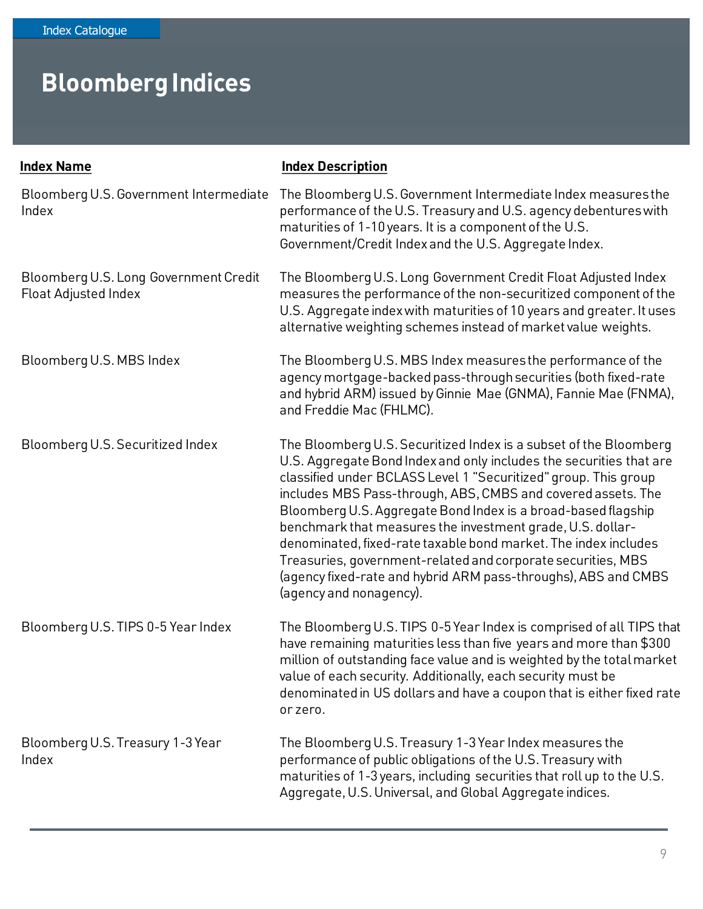# Bloomberg Indices

| Index Name | Index Description |
| --- | --- |
| Bloomberg U.S. Government Intermediate Index | The Bloomberg U.S. Government Intermediate Index measures the performance of the U.S. Treasury and U.S. agency debentures with maturities of 1-10 years. It is a component of the U.S. Government/Credit Index and the U.S. Aggregate Index. |
| Bloomberg U.S. Long Government Credit Float Adjusted Index | The Bloomberg U.S. Long Government Credit Float Adjusted Index measures the performance of the non-securitized component of the U.S. Aggregate index with maturities of 10 years and greater. It uses alternative weighting schemes instead of market value weights. |
| Bloomberg U.S. MBS Index | The Bloomberg U.S. MBS Index measures the performance of the agency mortgage-backed pass-through securities (both fixed-rate and hybrid ARM) issued by Ginnie Mae (GNMA), Fannie Mae (FNMA), and Freddie Mac (FHLMC). |
| Bloomberg U.S. Securitized Index | The Bloomberg U.S. Securitized Index is a subset of the Bloomberg U.S. Aggregate Bond Index and only includes the securities that are classified under BCLASS Level 1 "Securitized" group. This group includes MBS Pass-through, ABS, CMBS and covered assets. The Bloomberg U.S. Aggregate Bond Index is a broad-based flagship benchmark that measures the investment grade, U.S. dollar-denominated, fixed-rate taxable bond market. The index includes Treasuries, government-related and corporate securities, MBS (agency fixed-rate and hybrid ARM pass-throughs), ABS and CMBS (agency and nonagency). |
| Bloomberg U.S. TIPS 0-5 Year Index | The Bloomberg U.S. TIPS 0-5 Year Index is comprised of all TIPS that have remaining maturities less than five years and more than $300 million of outstanding face value and is weighted by the total market value of each security. Additionally, each security must be denominated in US dollars and have a coupon that is either fixed rate or zero. |
| Bloomberg U.S. Treasury 1-3 Year Index | The Bloomberg U.S. Treasury 1-3 Year Index measures the performance of public obligations of the U.S. Treasury with maturities of 1-3 years, including securities that roll up to the U.S. Aggregate, U.S. Universal, and Global Aggregate indices. |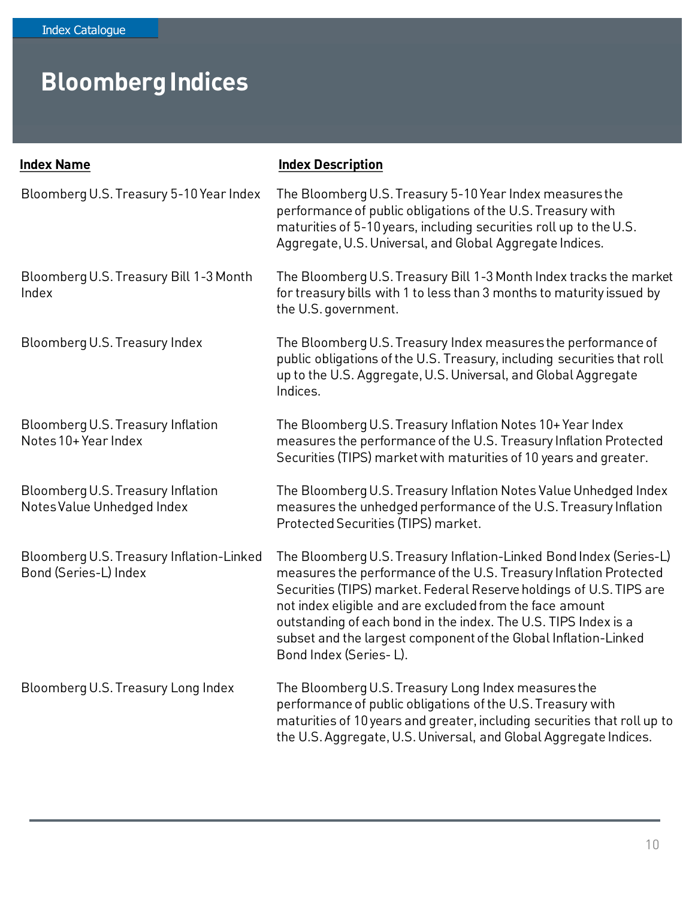# Bloomberg Indices

| Index Name | Index Description |
|---|---|
| Bloomberg U.S. Treasury 5-10 Year Index | The Bloomberg U.S. Treasury 5-10 Year Index measures the performance of public obligations of the U.S. Treasury with maturities of 5-10 years, including securities roll up to the U.S. Aggregate, U.S. Universal, and Global Aggregate Indices. |
| Bloomberg U.S. Treasury Bill 1-3 Month Index | The Bloomberg U.S. Treasury Bill 1-3 Month Index tracks the market for treasury bills with 1 to less than 3 months to maturity issued by the U.S. government. |
| Bloomberg U.S. Treasury Index | The Bloomberg U.S. Treasury Index measures the performance of public obligations of the U.S. Treasury, including securities that roll up to the U.S. Aggregate, U.S. Universal, and Global Aggregate Indices. |
| Bloomberg U.S. Treasury Inflation Notes 10+ Year Index | The Bloomberg U.S. Treasury Inflation Notes 10+ Year Index measures the performance of the U.S. Treasury Inflation Protected Securities (TIPS) market with maturities of 10 years and greater. |
| Bloomberg U.S. Treasury Inflation Notes Value Unhedged Index | The Bloomberg U.S. Treasury Inflation Notes Value Unhedged Index measures the unhedged performance of the U.S. Treasury Inflation Protected Securities (TIPS) market. |
| Bloomberg U.S. Treasury Inflation-Linked Bond (Series-L) Index | The Bloomberg U.S. Treasury Inflation-Linked Bond Index (Series-L) measures the performance of the U.S. Treasury Inflation Protected Securities (TIPS) market. Federal Reserve holdings of U.S. TIPS are not index eligible and are excluded from the face amount outstanding of each bond in the index. The U.S. TIPS Index is a subset and the largest component of the Global Inflation-Linked Bond Index (Series- L). |
| Bloomberg U.S. Treasury Long Index | The Bloomberg U.S. Treasury Long Index measures the performance of public obligations of the U.S. Treasury with maturities of 10 years and greater, including securities that roll up to the U.S. Aggregate, U.S. Universal, and Global Aggregate Indices. |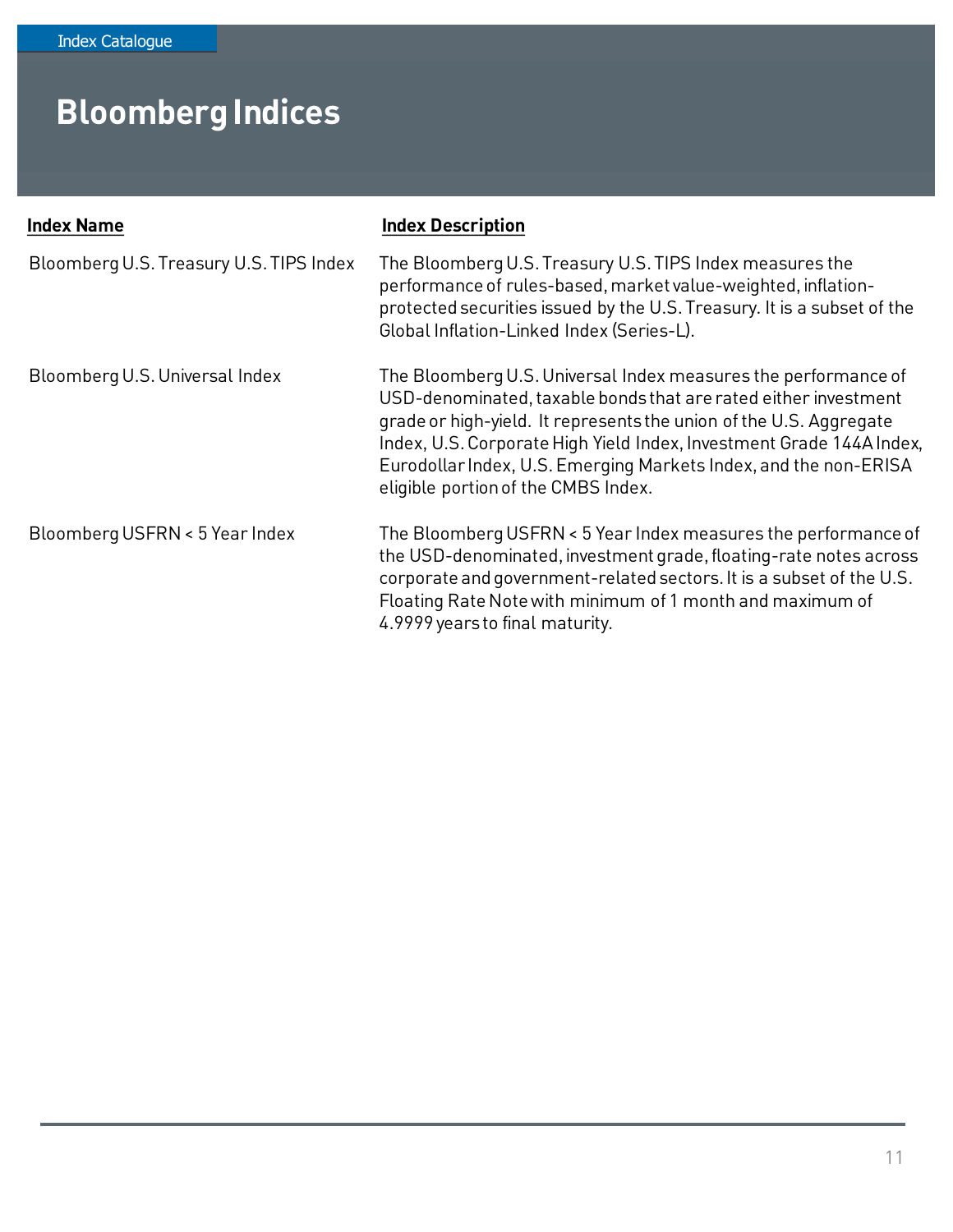Index Catalogue

# Bloomberg Indices

| Index Name | Index Description |
| --- | --- |
| Bloomberg U.S. Treasury U.S. TIPS Index | The Bloomberg U.S. Treasury U.S. TIPS Index measures the performance of rules-based, market value-weighted, inflation-protected securities issued by the U.S. Treasury. It is a subset of the Global Inflation-Linked Index (Series-L). |
| Bloomberg U.S. Universal Index | The Bloomberg U.S. Universal Index measures the performance of USD-denominated, taxable bonds that are rated either investment grade or high-yield. It represents the union of the U.S. Aggregate Index, U.S. Corporate High Yield Index, Investment Grade 144A Index, Eurodollar Index, U.S. Emerging Markets Index, and the non-ERISA eligible portion of the CMBS Index. |
| Bloomberg USFRN < 5 Year Index | The Bloomberg USFRN < 5 Year Index measures the performance of the USD-denominated, investment grade, floating-rate notes across corporate and government-related sectors. It is a subset of the U.S. Floating Rate Note with minimum of 1 month and maximum of 4.9999 years to final maturity. |